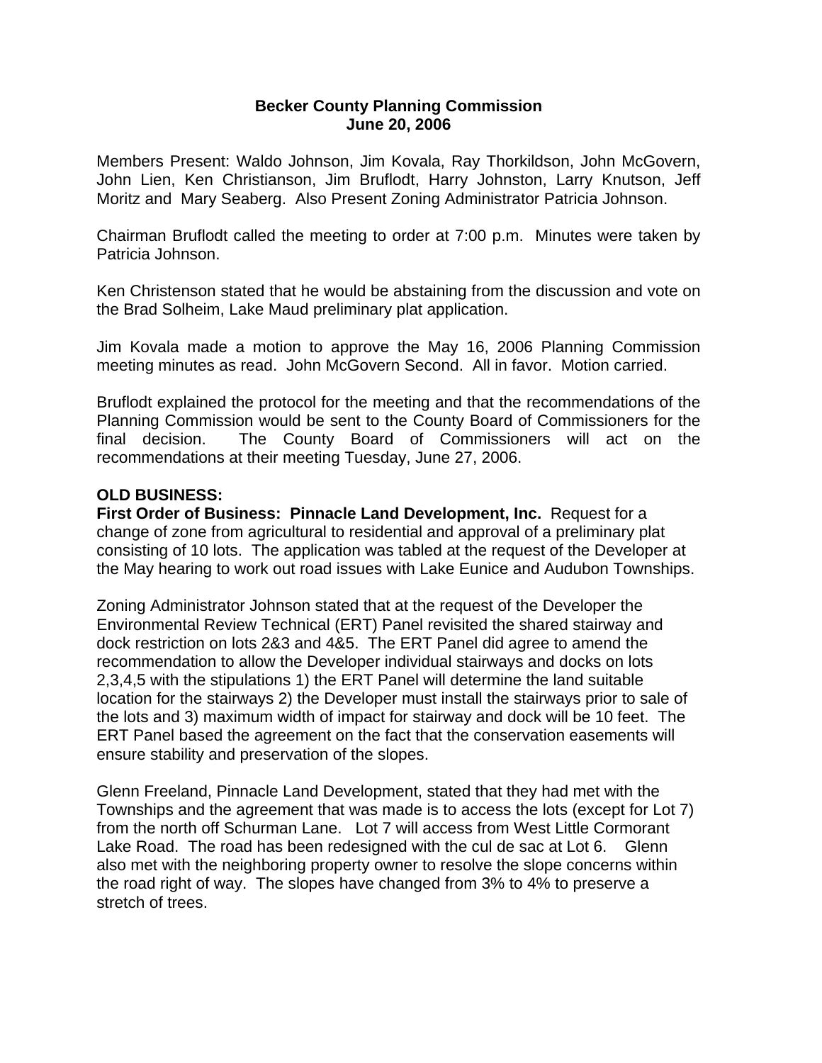# Becker County Planning Commission
## June 20, 2006

Members Present: Waldo Johnson, Jim Kovala, Ray Thorkildson, John McGovern, John Lien, Ken Christianson, Jim Bruflodt, Harry Johnston, Larry Knutson, Jeff Moritz and Mary Seaberg. Also Present Zoning Administrator Patricia Johnson.

Chairman Bruflodt called the meeting to order at 7:00 p.m. Minutes were taken by Patricia Johnson.

Ken Christenson stated that he would be abstaining from the discussion and vote on the Brad Solheim, Lake Maud preliminary plat application.

Jim Kovala made a motion to approve the May 16, 2006 Planning Commission meeting minutes as read. John McGovern Second. All in favor. Motion carried.

Bruflodt explained the protocol for the meeting and that the recommendations of the Planning Commission would be sent to the County Board of Commissioners for the final decision. The County Board of Commissioners will act on the recommendations at their meeting Tuesday, June 27, 2006.

**OLD BUSINESS:**

**First Order of Business: Pinnacle Land Development, Inc.** Request for a change of zone from agricultural to residential and approval of a preliminary plat consisting of 10 lots. The application was tabled at the request of the Developer at the May hearing to work out road issues with Lake Eunice and Audubon Townships.

Zoning Administrator Johnson stated that at the request of the Developer the Environmental Review Technical (ERT) Panel revisited the shared stairway and dock restriction on lots 2&3 and 4&5. The ERT Panel did agree to amend the recommendation to allow the Developer individual stairways and docks on lots 2,3,4,5 with the stipulations 1) the ERT Panel will determine the land suitable location for the stairways 2) the Developer must install the stairways prior to sale of the lots and 3) maximum width of impact for stairway and dock will be 10 feet. The ERT Panel based the agreement on the fact that the conservation easements will ensure stability and preservation of the slopes.

Glenn Freeland, Pinnacle Land Development, stated that they had met with the Townships and the agreement that was made is to access the lots (except for Lot 7) from the north off Schurman Lane. Lot 7 will access from West Little Cormorant Lake Road. The road has been redesigned with the cul de sac at Lot 6. Glenn also met with the neighboring property owner to resolve the slope concerns within the road right of way. The slopes have changed from 3% to 4% to preserve a stretch of trees.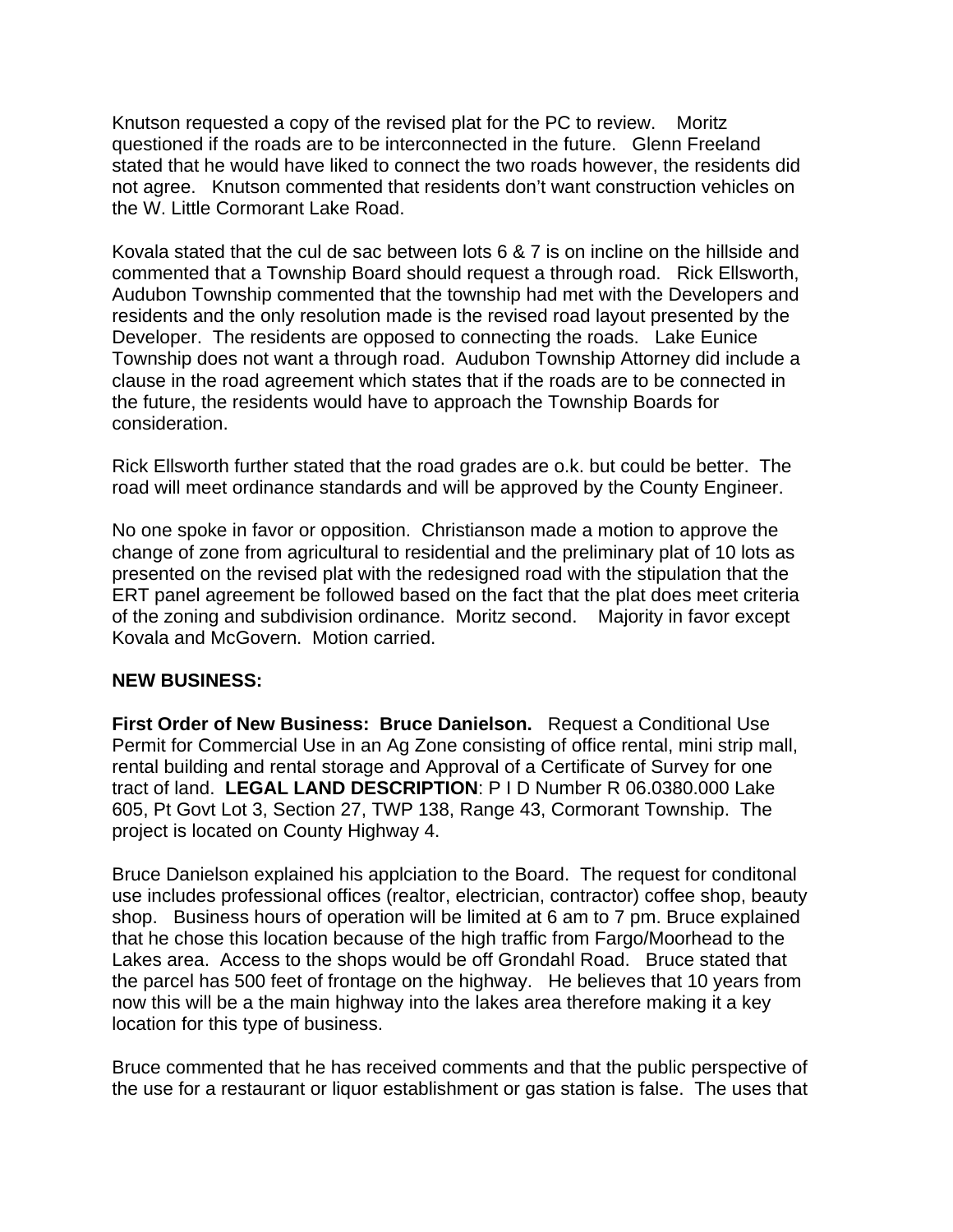Knutson requested a copy of the revised plat for the PC to review. Moritz questioned if the roads are to be interconnected in the future. Glenn Freeland stated that he would have liked to connect the two roads however, the residents did not agree. Knutson commented that residents don't want construction vehicles on the W. Little Cormorant Lake Road.

Kovala stated that the cul de sac between lots 6 & 7 is on incline on the hillside and commented that a Township Board should request a through road. Rick Ellsworth, Audubon Township commented that the township had met with the Developers and residents and the only resolution made is the revised road layout presented by the Developer. The residents are opposed to connecting the roads. Lake Eunice Township does not want a through road. Audubon Township Attorney did include a clause in the road agreement which states that if the roads are to be connected in the future, the residents would have to approach the Township Boards for consideration.

Rick Ellsworth further stated that the road grades are o.k. but could be better. The road will meet ordinance standards and will be approved by the County Engineer.

No one spoke in favor or opposition. Christianson made a motion to approve the change of zone from agricultural to residential and the preliminary plat of 10 lots as presented on the revised plat with the redesigned road with the stipulation that the ERT panel agreement be followed based on the fact that the plat does meet criteria of the zoning and subdivision ordinance. Moritz second. Majority in favor except Kovala and McGovern. Motion carried.

**NEW BUSINESS:**

**First Order of New Business: Bruce Danielson.** Request a Conditional Use Permit for Commercial Use in an Ag Zone consisting of office rental, mini strip mall, rental building and rental storage and Approval of a Certificate of Survey for one tract of land. **LEGAL LAND DESCRIPTION**: P I D Number R 06.0380.000 Lake 605, Pt Govt Lot 3, Section 27, TWP 138, Range 43, Cormorant Township. The project is located on County Highway 4.

Bruce Danielson explained his applciation to the Board. The request for conditonal use includes professional offices (realtor, electrician, contractor) coffee shop, beauty shop. Business hours of operation will be limited at 6 am to 7 pm. Bruce explained that he chose this location because of the high traffic from Fargo/Moorhead to the Lakes area. Access to the shops would be off Grondahl Road. Bruce stated that the parcel has 500 feet of frontage on the highway. He believes that 10 years from now this will be a the main highway into the lakes area therefore making it a key location for this type of business.

Bruce commented that he has received comments and that the public perspective of the use for a restaurant or liquor establishment or gas station is false. The uses that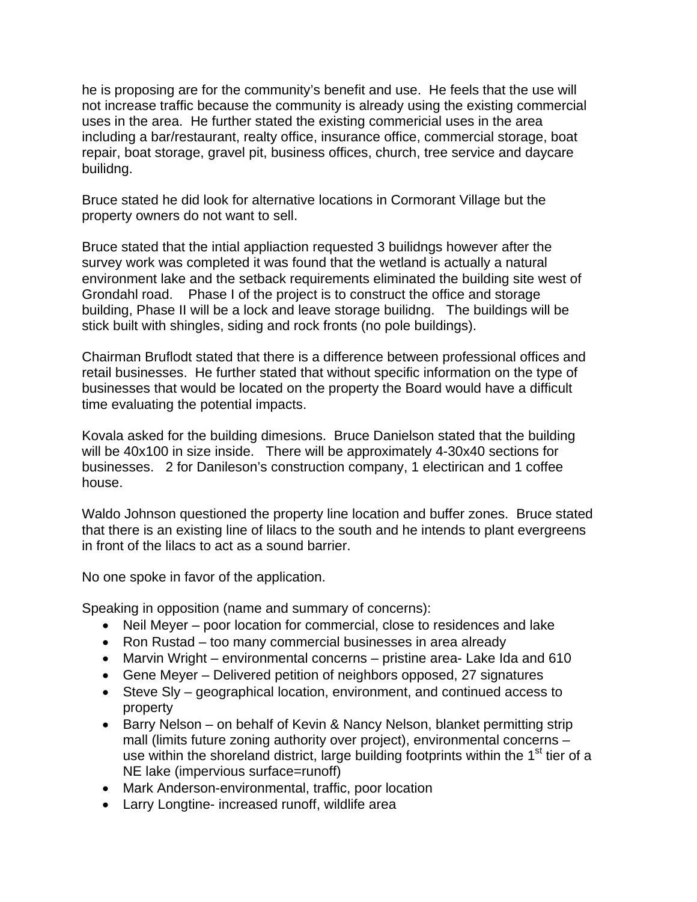he is proposing are for the community's benefit and use. He feels that the use will not increase traffic because the community is already using the existing commercial uses in the area. He further stated the existing commericial uses in the area including a bar/restaurant, realty office, insurance office, commercial storage, boat repair, boat storage, gravel pit, business offices, church, tree service and daycare builidng.

Bruce stated he did look for alternative locations in Cormorant Village but the property owners do not want to sell.

Bruce stated that the intial appliaction requested 3 builidngs however after the survey work was completed it was found that the wetland is actually a natural environment lake and the setback requirements eliminated the building site west of Grondahl road. Phase I of the project is to construct the office and storage building, Phase II will be a lock and leave storage builidng. The buildings will be stick built with shingles, siding and rock fronts (no pole buildings).

Chairman Bruflodt stated that there is a difference between professional offices and retail businesses. He further stated that without specific information on the type of businesses that would be located on the property the Board would have a difficult time evaluating the potential impacts.

Kovala asked for the building dimesions. Bruce Danielson stated that the building will be 40x100 in size inside. There will be approximately 4-30x40 sections for businesses. 2 for Danileson's construction company, 1 electirican and 1 coffee house.

Waldo Johnson questioned the property line location and buffer zones. Bruce stated that there is an existing line of lilacs to the south and he intends to plant evergreens in front of the lilacs to act as a sound barrier.

No one spoke in favor of the application.

Speaking in opposition (name and summary of concerns):

- Neil Meyer – poor location for commercial, close to residences and lake
- Ron Rustad – too many commercial businesses in area already
- Marvin Wright – environmental concerns – pristine area- Lake Ida and 610
- Gene Meyer – Delivered petition of neighbors opposed, 27 signatures
- Steve Sly – geographical location, environment, and continued access to property
- Barry Nelson – on behalf of Kevin & Nancy Nelson, blanket permitting strip mall (limits future zoning authority over project), environmental concerns – use within the shoreland district, large building footprints within the 1st tier of a NE lake (impervious surface=runoff)
- Mark Anderson-environmental, traffic, poor location
- Larry Longtine- increased runoff, wildlife area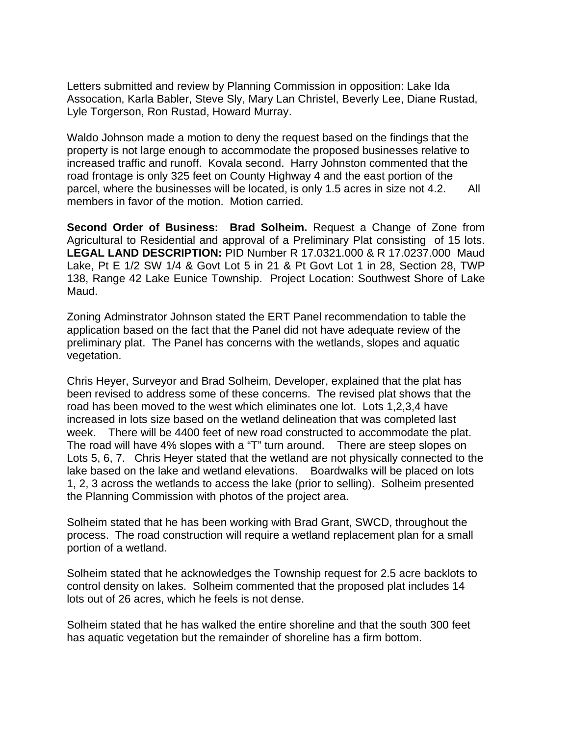Letters submitted and review by Planning Commission in opposition: Lake Ida Assocation, Karla Babler, Steve Sly, Mary Lan Christel, Beverly Lee, Diane Rustad, Lyle Torgerson, Ron Rustad, Howard Murray.

Waldo Johnson made a motion to deny the request based on the findings that the property is not large enough to accommodate the proposed businesses relative to increased traffic and runoff. Kovala second. Harry Johnston commented that the road frontage is only 325 feet on County Highway 4 and the east portion of the parcel, where the businesses will be located, is only 1.5 acres in size not 4.2. All members in favor of the motion. Motion carried.

**Second Order of Business: Brad Solheim.** Request a Change of Zone from Agricultural to Residential and approval of a Preliminary Plat consisting of 15 lots. **LEGAL LAND DESCRIPTION:** PID Number R 17.0321.000 & R 17.0237.000 Maud Lake, Pt E 1/2 SW 1/4 & Govt Lot 5 in 21 & Pt Govt Lot 1 in 28, Section 28, TWP 138, Range 42 Lake Eunice Township. Project Location: Southwest Shore of Lake Maud.

Zoning Adminstrator Johnson stated the ERT Panel recommendation to table the application based on the fact that the Panel did not have adequate review of the preliminary plat. The Panel has concerns with the wetlands, slopes and aquatic vegetation.

Chris Heyer, Surveyor and Brad Solheim, Developer, explained that the plat has been revised to address some of these concerns. The revised plat shows that the road has been moved to the west which eliminates one lot. Lots 1,2,3,4 have increased in lots size based on the wetland delineation that was completed last week. There will be 4400 feet of new road constructed to accommodate the plat. The road will have 4% slopes with a "T" turn around. There are steep slopes on Lots 5, 6, 7. Chris Heyer stated that the wetland are not physically connected to the lake based on the lake and wetland elevations. Boardwalks will be placed on lots 1, 2, 3 across the wetlands to access the lake (prior to selling). Solheim presented the Planning Commission with photos of the project area.

Solheim stated that he has been working with Brad Grant, SWCD, throughout the process. The road construction will require a wetland replacement plan for a small portion of a wetland.

Solheim stated that he acknowledges the Township request for 2.5 acre backlots to control density on lakes. Solheim commented that the proposed plat includes 14 lots out of 26 acres, which he feels is not dense.

Solheim stated that he has walked the entire shoreline and that the south 300 feet has aquatic vegetation but the remainder of shoreline has a firm bottom.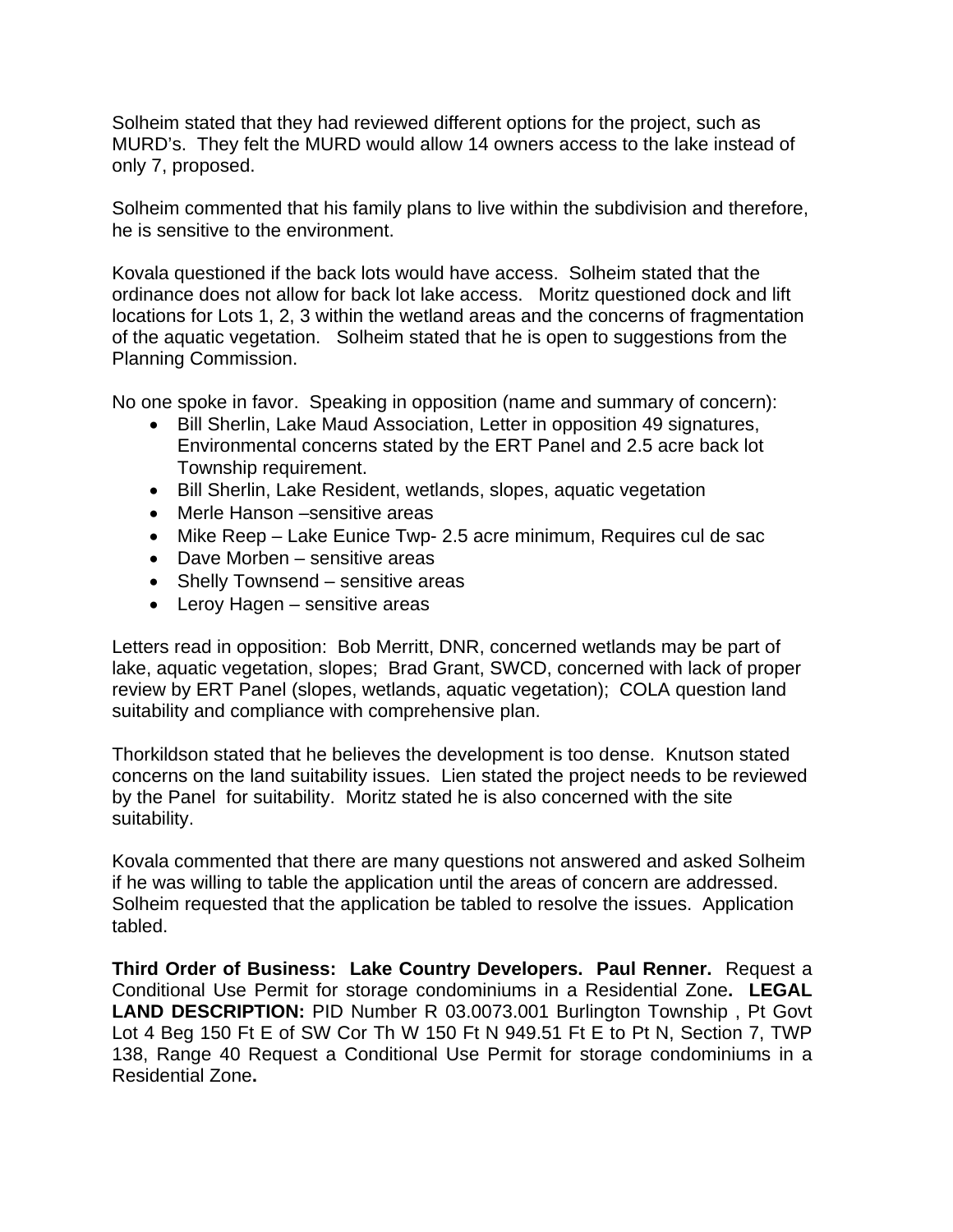Solheim stated that they had reviewed different options for the project, such as MURD's. They felt the MURD would allow 14 owners access to the lake instead of only 7, proposed.

Solheim commented that his family plans to live within the subdivision and therefore, he is sensitive to the environment.

Kovala questioned if the back lots would have access. Solheim stated that the ordinance does not allow for back lot lake access. Moritz questioned dock and lift locations for Lots 1, 2, 3 within the wetland areas and the concerns of fragmentation of the aquatic vegetation. Solheim stated that he is open to suggestions from the Planning Commission.

No one spoke in favor. Speaking in opposition (name and summary of concern):

- Bill Sherlin, Lake Maud Association, Letter in opposition 49 signatures, Environmental concerns stated by the ERT Panel and 2.5 acre back lot Township requirement.
- Bill Sherlin, Lake Resident, wetlands, slopes, aquatic vegetation
- Merle Hanson –sensitive areas
- Mike Reep – Lake Eunice Twp- 2.5 acre minimum, Requires cul de sac
- Dave Morben – sensitive areas
- Shelly Townsend – sensitive areas
- Leroy Hagen – sensitive areas

Letters read in opposition: Bob Merritt, DNR, concerned wetlands may be part of lake, aquatic vegetation, slopes; Brad Grant, SWCD, concerned with lack of proper review by ERT Panel (slopes, wetlands, aquatic vegetation); COLA question land suitability and compliance with comprehensive plan.

Thorkildson stated that he believes the development is too dense. Knutson stated concerns on the land suitability issues. Lien stated the project needs to be reviewed by the Panel for suitability. Moritz stated he is also concerned with the site suitability.

Kovala commented that there are many questions not answered and asked Solheim if he was willing to table the application until the areas of concern are addressed. Solheim requested that the application be tabled to resolve the issues. Application tabled.

**Third Order of Business: Lake Country Developers. Paul Renner.** Request a Conditional Use Permit for storage condominiums in a Residential Zone**. LEGAL LAND DESCRIPTION:** PID Number R 03.0073.001 Burlington Township , Pt Govt Lot 4 Beg 150 Ft E of SW Cor Th W 150 Ft N 949.51 Ft E to Pt N, Section 7, TWP 138, Range 40 Request a Conditional Use Permit for storage condominiums in a Residential Zone**.**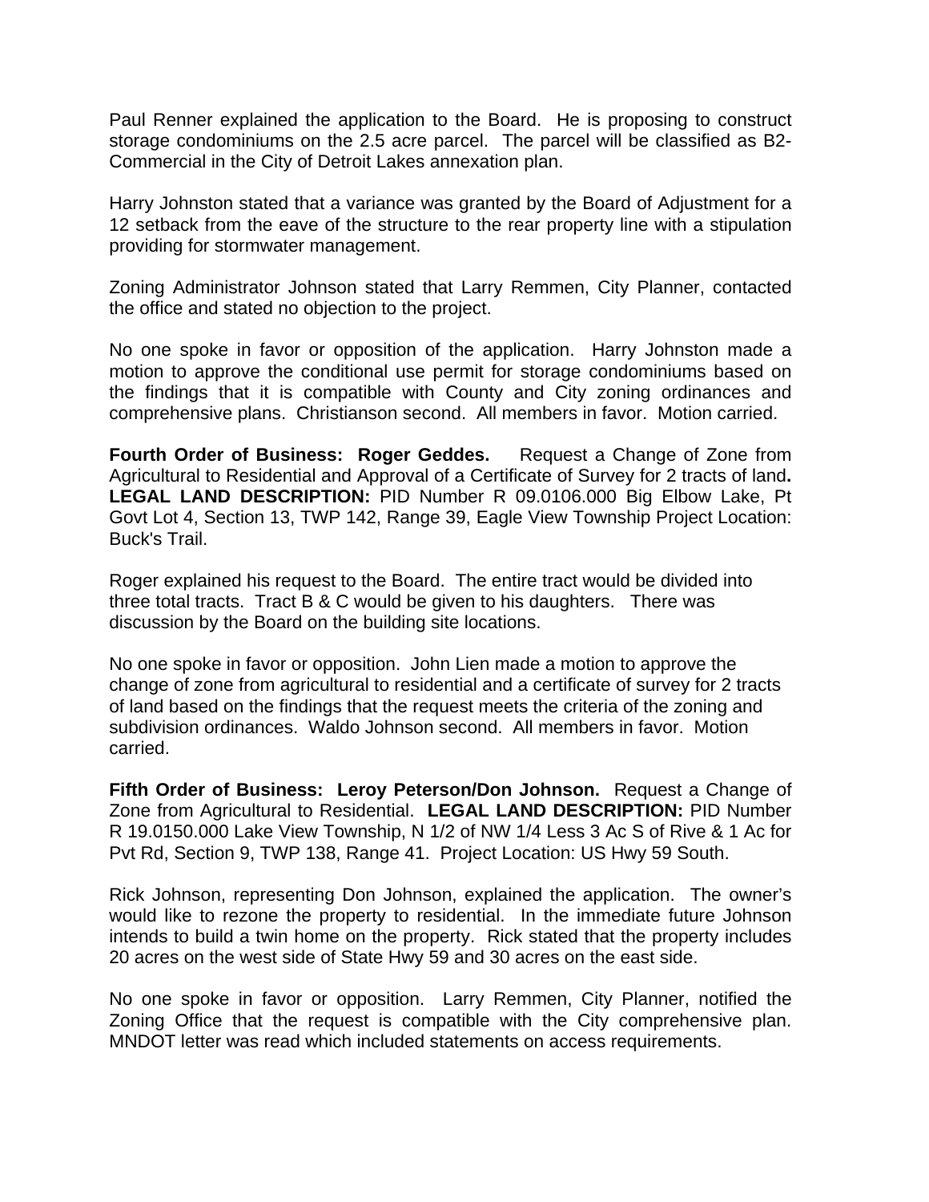Paul Renner explained the application to the Board. He is proposing to construct storage condominiums on the 2.5 acre parcel. The parcel will be classified as B2-Commercial in the City of Detroit Lakes annexation plan.

Harry Johnston stated that a variance was granted by the Board of Adjustment for a 12 setback from the eave of the structure to the rear property line with a stipulation providing for stormwater management.

Zoning Administrator Johnson stated that Larry Remmen, City Planner, contacted the office and stated no objection to the project.

No one spoke in favor or opposition of the application. Harry Johnston made a motion to approve the conditional use permit for storage condominiums based on the findings that it is compatible with County and City zoning ordinances and comprehensive plans. Christianson second. All members in favor. Motion carried.

**Fourth Order of Business: Roger Geddes.** Request a Change of Zone from Agricultural to Residential and Approval of a Certificate of Survey for 2 tracts of land**. LEGAL LAND DESCRIPTION:** PID Number R 09.0106.000 Big Elbow Lake, Pt Govt Lot 4, Section 13, TWP 142, Range 39, Eagle View Township Project Location: Buck's Trail.

Roger explained his request to the Board. The entire tract would be divided into three total tracts. Tract B & C would be given to his daughters. There was discussion by the Board on the building site locations.

No one spoke in favor or opposition. John Lien made a motion to approve the change of zone from agricultural to residential and a certificate of survey for 2 tracts of land based on the findings that the request meets the criteria of the zoning and subdivision ordinances. Waldo Johnson second. All members in favor. Motion carried.

**Fifth Order of Business: Leroy Peterson/Don Johnson.** Request a Change of Zone from Agricultural to Residential. **LEGAL LAND DESCRIPTION:** PID Number R 19.0150.000 Lake View Township, N 1/2 of NW 1/4 Less 3 Ac S of Rive & 1 Ac for Pvt Rd, Section 9, TWP 138, Range 41. Project Location: US Hwy 59 South.

Rick Johnson, representing Don Johnson, explained the application. The owner's would like to rezone the property to residential. In the immediate future Johnson intends to build a twin home on the property. Rick stated that the property includes 20 acres on the west side of State Hwy 59 and 30 acres on the east side.

No one spoke in favor or opposition. Larry Remmen, City Planner, notified the Zoning Office that the request is compatible with the City comprehensive plan. MNDOT letter was read which included statements on access requirements.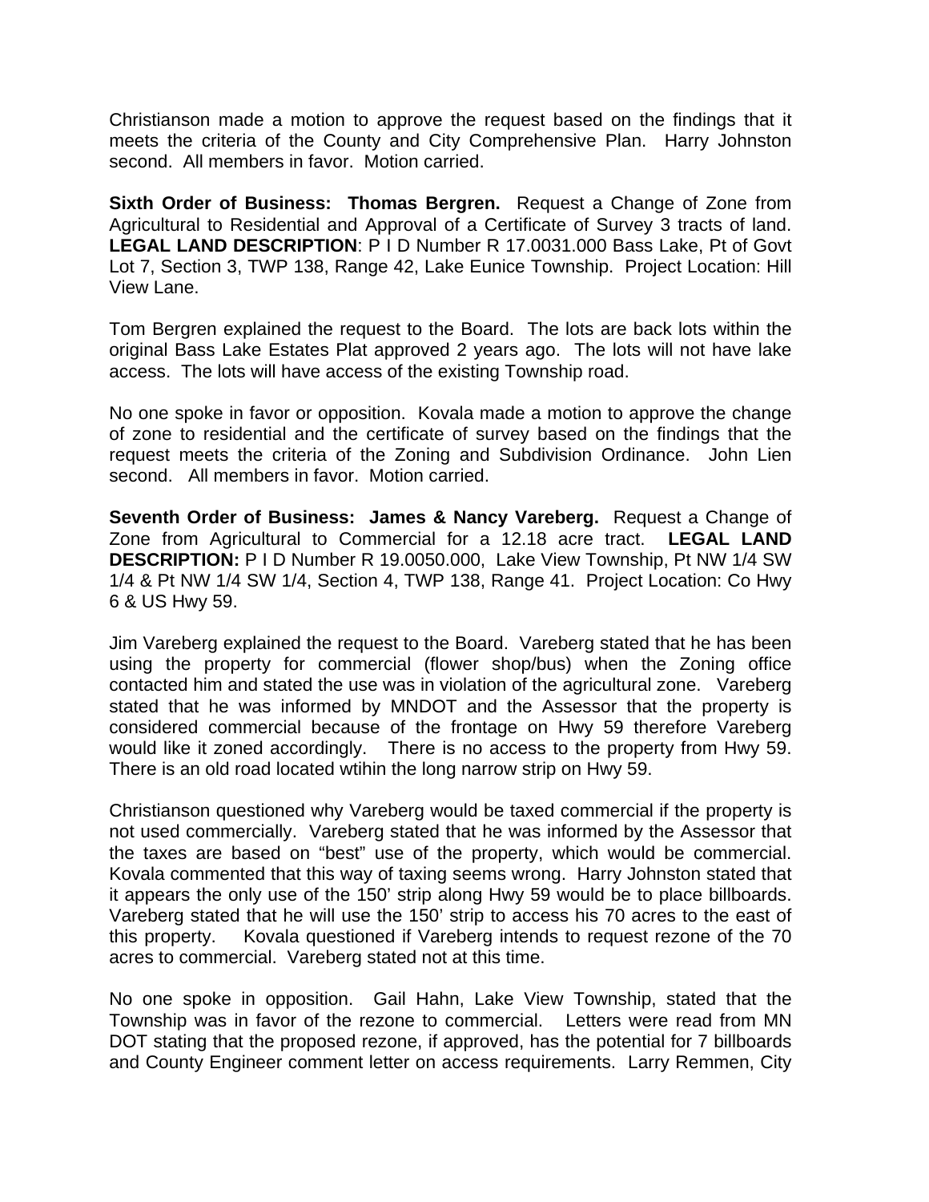Christianson made a motion to approve the request based on the findings that it meets the criteria of the County and City Comprehensive Plan. Harry Johnston second. All members in favor. Motion carried.

**Sixth Order of Business: Thomas Bergren.** Request a Change of Zone from Agricultural to Residential and Approval of a Certificate of Survey 3 tracts of land. **LEGAL LAND DESCRIPTION**: P I D Number R 17.0031.000 Bass Lake, Pt of Govt Lot 7, Section 3, TWP 138, Range 42, Lake Eunice Township. Project Location: Hill View Lane.

Tom Bergren explained the request to the Board. The lots are back lots within the original Bass Lake Estates Plat approved 2 years ago. The lots will not have lake access. The lots will have access of the existing Township road.

No one spoke in favor or opposition. Kovala made a motion to approve the change of zone to residential and the certificate of survey based on the findings that the request meets the criteria of the Zoning and Subdivision Ordinance. John Lien second. All members in favor. Motion carried.

**Seventh Order of Business: James & Nancy Vareberg.** Request a Change of Zone from Agricultural to Commercial for a 12.18 acre tract. **LEGAL LAND DESCRIPTION:** P I D Number R 19.0050.000, Lake View Township, Pt NW 1/4 SW 1/4 & Pt NW 1/4 SW 1/4, Section 4, TWP 138, Range 41. Project Location: Co Hwy 6 & US Hwy 59.

Jim Vareberg explained the request to the Board. Vareberg stated that he has been using the property for commercial (flower shop/bus) when the Zoning office contacted him and stated the use was in violation of the agricultural zone. Vareberg stated that he was informed by MNDOT and the Assessor that the property is considered commercial because of the frontage on Hwy 59 therefore Vareberg would like it zoned accordingly. There is no access to the property from Hwy 59. There is an old road located wtihin the long narrow strip on Hwy 59.

Christianson questioned why Vareberg would be taxed commercial if the property is not used commercially. Vareberg stated that he was informed by the Assessor that the taxes are based on "best" use of the property, which would be commercial. Kovala commented that this way of taxing seems wrong. Harry Johnston stated that it appears the only use of the 150' strip along Hwy 59 would be to place billboards. Vareberg stated that he will use the 150' strip to access his 70 acres to the east of this property. Kovala questioned if Vareberg intends to request rezone of the 70 acres to commercial. Vareberg stated not at this time.

No one spoke in opposition. Gail Hahn, Lake View Township, stated that the Township was in favor of the rezone to commercial. Letters were read from MN DOT stating that the proposed rezone, if approved, has the potential for 7 billboards and County Engineer comment letter on access requirements. Larry Remmen, City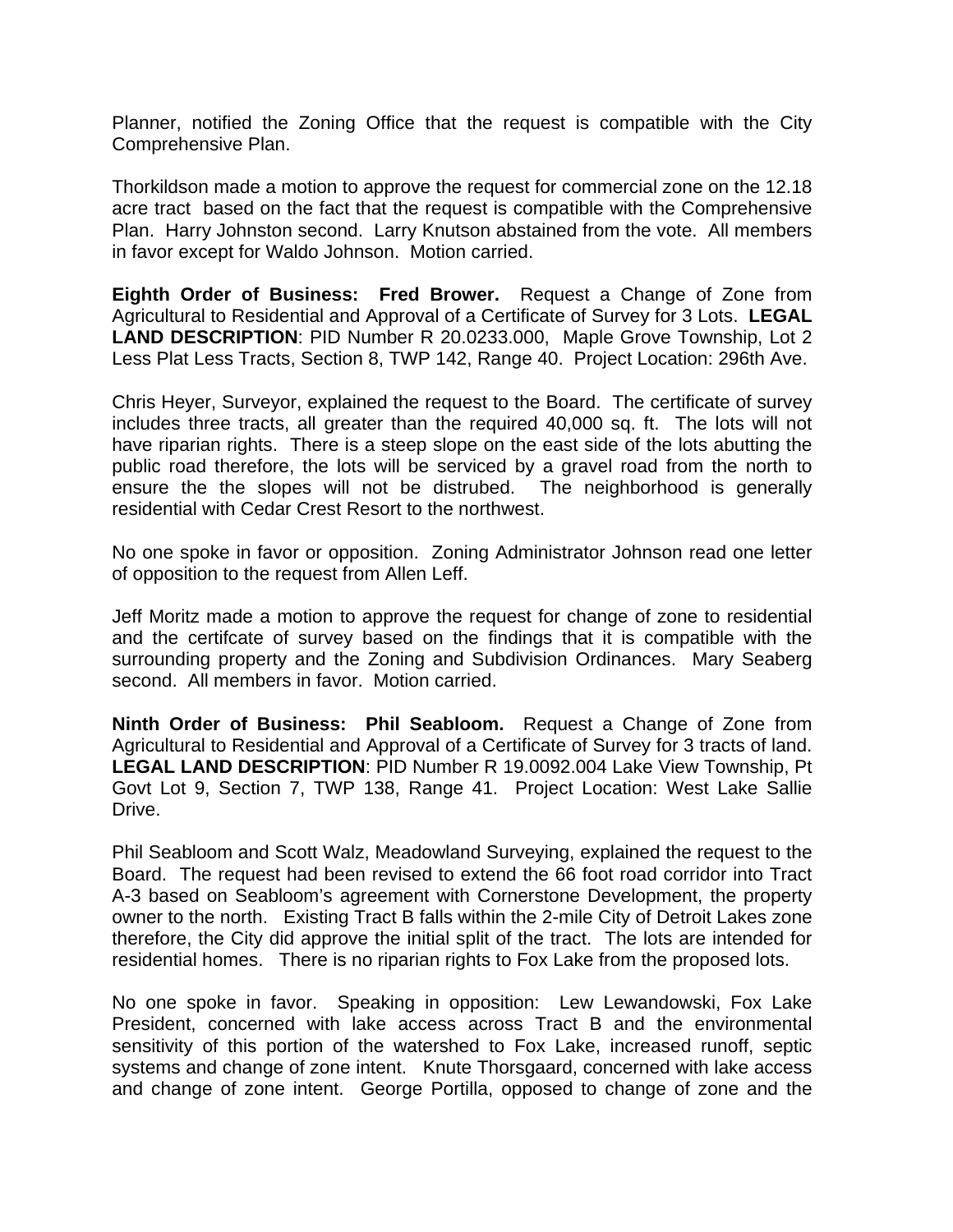Planner, notified the Zoning Office that the request is compatible with the City Comprehensive Plan.

Thorkildson made a motion to approve the request for commercial zone on the 12.18 acre tract based on the fact that the request is compatible with the Comprehensive Plan. Harry Johnston second. Larry Knutson abstained from the vote. All members in favor except for Waldo Johnson. Motion carried.

**Eighth Order of Business: Fred Brower.** Request a Change of Zone from Agricultural to Residential and Approval of a Certificate of Survey for 3 Lots. **LEGAL LAND DESCRIPTION**: PID Number R 20.0233.000, Maple Grove Township, Lot 2 Less Plat Less Tracts, Section 8, TWP 142, Range 40. Project Location: 296th Ave.

Chris Heyer, Surveyor, explained the request to the Board. The certificate of survey includes three tracts, all greater than the required 40,000 sq. ft. The lots will not have riparian rights. There is a steep slope on the east side of the lots abutting the public road therefore, the lots will be serviced by a gravel road from the north to ensure the the slopes will not be distrubed. The neighborhood is generally residential with Cedar Crest Resort to the northwest.

No one spoke in favor or opposition. Zoning Administrator Johnson read one letter of opposition to the request from Allen Leff.

Jeff Moritz made a motion to approve the request for change of zone to residential and the certifcate of survey based on the findings that it is compatible with the surrounding property and the Zoning and Subdivision Ordinances. Mary Seaberg second. All members in favor. Motion carried.

**Ninth Order of Business: Phil Seabloom.** Request a Change of Zone from Agricultural to Residential and Approval of a Certificate of Survey for 3 tracts of land. **LEGAL LAND DESCRIPTION**: PID Number R 19.0092.004 Lake View Township, Pt Govt Lot 9, Section 7, TWP 138, Range 41. Project Location: West Lake Sallie Drive.

Phil Seabloom and Scott Walz, Meadowland Surveying, explained the request to the Board. The request had been revised to extend the 66 foot road corridor into Tract A-3 based on Seabloom's agreement with Cornerstone Development, the property owner to the north. Existing Tract B falls within the 2-mile City of Detroit Lakes zone therefore, the City did approve the initial split of the tract. The lots are intended for residential homes. There is no riparian rights to Fox Lake from the proposed lots.

No one spoke in favor. Speaking in opposition: Lew Lewandowski, Fox Lake President, concerned with lake access across Tract B and the environmental sensitivity of this portion of the watershed to Fox Lake, increased runoff, septic systems and change of zone intent. Knute Thorsgaard, concerned with lake access and change of zone intent. George Portilla, opposed to change of zone and the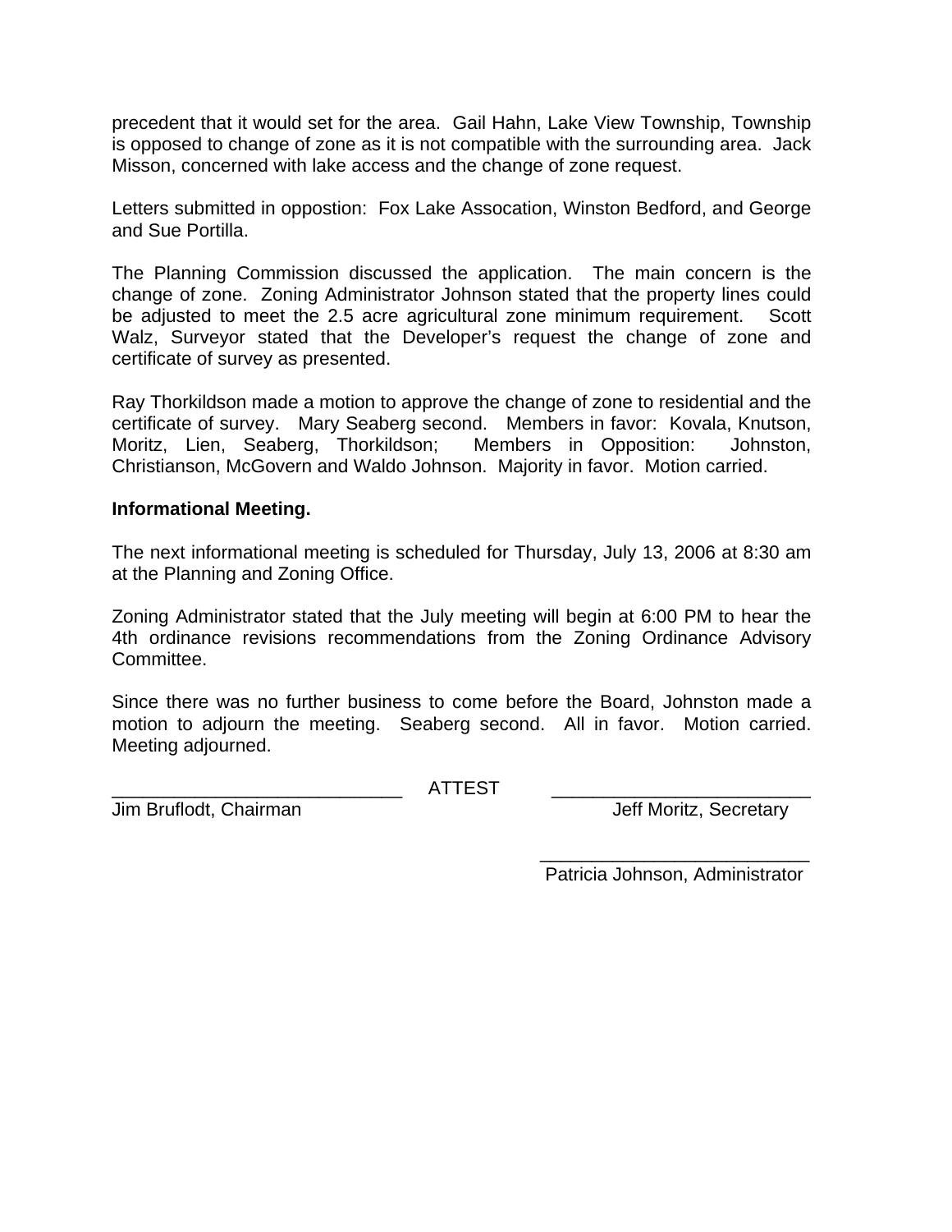precedent that it would set for the area. Gail Hahn, Lake View Township, Township is opposed to change of zone as it is not compatible with the surrounding area. Jack Misson, concerned with lake access and the change of zone request.

Letters submitted in oppostion: Fox Lake Assocation, Winston Bedford, and George and Sue Portilla.

The Planning Commission discussed the application. The main concern is the change of zone. Zoning Administrator Johnson stated that the property lines could be adjusted to meet the 2.5 acre agricultural zone minimum requirement. Scott Walz, Surveyor stated that the Developer's request the change of zone and certificate of survey as presented.

Ray Thorkildson made a motion to approve the change of zone to residential and the certificate of survey. Mary Seaberg second. Members in favor: Kovala, Knutson, Moritz, Lien, Seaberg, Thorkildson; Members in Opposition: Johnston, Christianson, McGovern and Waldo Johnson. Majority in favor. Motion carried.

**Informational Meeting.**

The next informational meeting is scheduled for Thursday, July 13, 2006 at 8:30 am at the Planning and Zoning Office.

Zoning Administrator stated that the July meeting will begin at 6:00 PM to hear the 4th ordinance revisions recommendations from the Zoning Ordinance Advisory Committee.

Since there was no further business to come before the Board, Johnston made a motion to adjourn the meeting. Seaberg second. All in favor. Motion carried. Meeting adjourned.

\_\_\_\_\_\_\_\_\_\_\_\_\_\_\_\_\_\_\_\_\_\_\_\_\_\_\_\_ ATTEST \_\_\_\_\_\_\_\_\_\_\_\_\_\_\_\_\_\_\_\_\_\_\_\_\_\_\_\_

Jim Bruflodt, Chairman Jeff Moritz, Secretary

\_\_\_\_\_\_\_\_\_\_\_\_\_\_\_\_\_\_\_\_\_\_\_\_\_\_\_\_

Patricia Johnson, Administrator